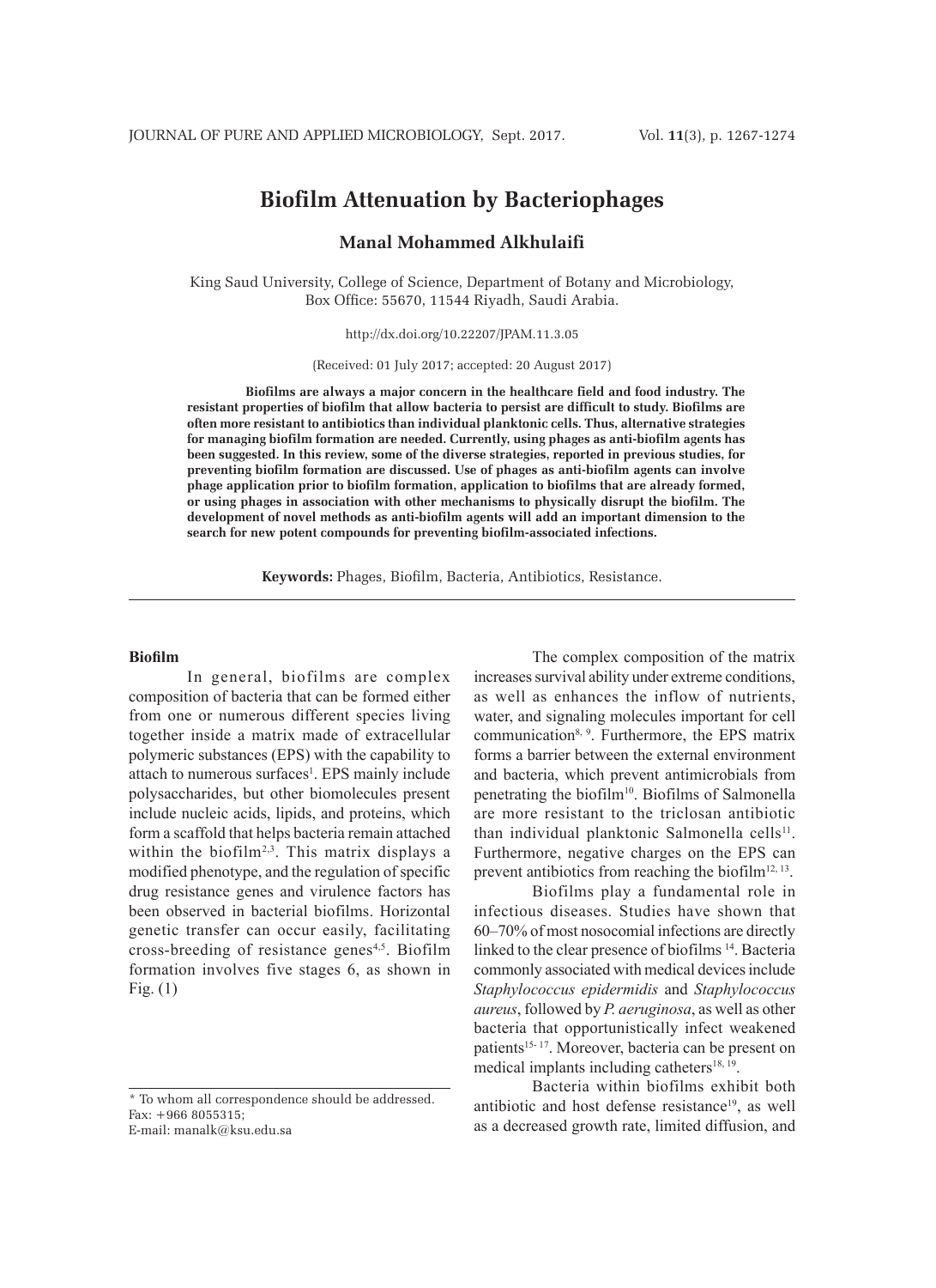# Biofilm Attenuation by Bacteriophages

**Manal Mohammed Alkhulaifi**

King Saud University, College of Science, Department of Botany and Microbiology, Box Office: 55670, 11544 Riyadh, Saudi Arabia.

http://dx.doi.org/10.22207/JPAM.11.3.05

(Received: 01 July 2017; accepted: 20 August 2017)

**Biofilms are always a major concern in the healthcare field and food industry. The resistant properties of biofilm that allow bacteria to persist are difficult to study. Biofilms are often more resistant to antibiotics than individual planktonic cells. Thus, alternative strategies for managing biofilm formation are needed. Currently, using phages as anti-biofilm agents has been suggested. In this review, some of the diverse strategies, reported in previous studies, for preventing biofilm formation are discussed. Use of phages as anti-biofilm agents can involve phage application prior to biofilm formation, application to biofilms that are already formed, or using phages in association with other mechanisms to physically disrupt the biofilm. The development of novel methods as anti-biofilm agents will add an important dimension to the search for new potent compounds for preventing biofilm-associated infections.**

**Keywords:** Phages, Biofilm, Bacteria, Antibiotics, Resistance.

**Biofilm**

In general, biofilms are complex composition of bacteria that can be formed either from one or numerous different species living together inside a matrix made of extracellular polymeric substances (EPS) with the capability to attach to numerous surfaces[1]. EPS mainly include polysaccharides, but other biomolecules present include nucleic acids, lipids, and proteins, which form a scaffold that helps bacteria remain attached within the biofilm[2,3]. This matrix displays a modified phenotype, and the regulation of specific drug resistance genes and virulence factors has been observed in bacterial biofilms. Horizontal genetic transfer can occur easily, facilitating cross-breeding of resistance genes[4,5]. Biofilm formation involves five stages 6, as shown in Fig. (1)

The complex composition of the matrix increases survival ability under extreme conditions, as well as enhances the inflow of nutrients, water, and signaling molecules important for cell communication[8, 9]. Furthermore, the EPS matrix forms a barrier between the external environment and bacteria, which prevent antimicrobials from penetrating the biofilm[10]. Biofilms of Salmonella are more resistant to the triclosan antibiotic than individual planktonic Salmonella cells[11]. Furthermore, negative charges on the EPS can prevent antibiotics from reaching the biofilm[12, 13].

Biofilms play a fundamental role in infectious diseases. Studies have shown that 60–70% of most nosocomial infections are directly linked to the clear presence of biofilms [14]. Bacteria commonly associated with medical devices include *Staphylococcus epidermidis* and *Staphylococcus aureus*, followed by *P. aeruginosa*, as well as other bacteria that opportunistically infect weakened patients[15- 17]. Moreover, bacteria can be present on medical implants including catheters[18, 19].

Bacteria within biofilms exhibit both antibiotic and host defense resistance[19], as well as a decreased growth rate, limited diffusion, and

\* To whom all correspondence should be addressed. Fax: +966 8055315;
E-mail: manalk@ksu.edu.sa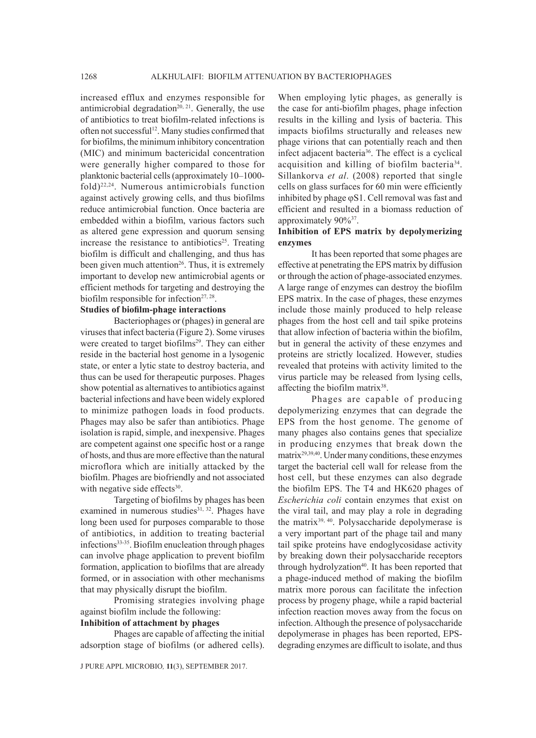increased efflux and enzymes responsible for antimicrobial degradation[20, 21]. Generally, the use of antibiotics to treat biofilm-related infections is often not successful[12]. Many studies confirmed that for biofilms, the minimum inhibitory concentration (MIC) and minimum bactericidal concentration were generally higher compared to those for planktonic bacterial cells (approximately 10–1000-fold)[22,24]. Numerous antimicrobials function against actively growing cells, and thus biofilms reduce antimicrobial function. Once bacteria are embedded within a biofilm, various factors such as altered gene expression and quorum sensing increase the resistance to antibiotics[25]. Treating biofilm is difficult and challenging, and thus has been given much attention[26]. Thus, it is extremely important to develop new antimicrobial agents or efficient methods for targeting and destroying the biofilm responsible for infection[27, 28].

**Studies of biofilm-phage interactions**

Bacteriophages or (phages) in general are viruses that infect bacteria (Figure 2). Some viruses were created to target biofilms[29]. They can either reside in the bacterial host genome in a lysogenic state, or enter a lytic state to destroy bacteria, and thus can be used for therapeutic purposes. Phages show potential as alternatives to antibiotics against bacterial infections and have been widely explored to minimize pathogen loads in food products. Phages may also be safer than antibiotics. Phage isolation is rapid, simple, and inexpensive. Phages are competent against one specific host or a range of hosts, and thus are more effective than the natural microflora which are initially attacked by the biofilm. Phages are biofriendly and not associated with negative side effects[30].

Targeting of biofilms by phages has been examined in numerous studies[31, 32]. Phages have long been used for purposes comparable to those of antibiotics, in addition to treating bacterial infections[33-35]. Biofilm enucleation through phages can involve phage application to prevent biofilm formation, application to biofilms that are already formed, or in association with other mechanisms that may physically disrupt the biofilm.

Promising strategies involving phage against biofilm include the following:

**Inhibition of attachment by phages**

Phages are capable of affecting the initial adsorption stage of biofilms (or adhered cells). When employing lytic phages, as generally is the case for anti-biofilm phages, phage infection results in the killing and lysis of bacteria. This impacts biofilms structurally and releases new phage virions that can potentially reach and then infect adjacent bacteria[36]. The effect is a cyclical acquisition and killing of biofilm bacteria[34]. Sillankorva *et al*. (2008) reported that single cells on glass surfaces for 60 min were efficiently inhibited by phage φS1. Cell removal was fast and efficient and resulted in a biomass reduction of approximately 90%[37].

**Inhibition of EPS matrix by depolymerizing enzymes**

It has been reported that some phages are effective at penetrating the EPS matrix by diffusion or through the action of phage-associated enzymes. A large range of enzymes can destroy the biofilm EPS matrix. In the case of phages, these enzymes include those mainly produced to help release phages from the host cell and tail spike proteins that allow infection of bacteria within the biofilm, but in general the activity of these enzymes and proteins are strictly localized. However, studies revealed that proteins with activity limited to the virus particle may be released from lysing cells, affecting the biofilm matrix[38].

Phages are capable of producing depolymerizing enzymes that can degrade the EPS from the host genome. The genome of many phages also contains genes that specialize in producing enzymes that break down the matrix[29,39,40]. Under many conditions, these enzymes target the bacterial cell wall for release from the host cell, but these enzymes can also degrade the biofilm EPS. The T4 and HK620 phages of *Escherichia coli* contain enzymes that exist on the viral tail, and may play a role in degrading the matrix[39, 40]. Polysaccharide depolymerase is a very important part of the phage tail and many tail spike proteins have endoglycosidase activity by breaking down their polysaccharide receptors through hydrolyzation[40]. It has been reported that a phage-induced method of making the biofilm matrix more porous can facilitate the infection process by progeny phage, while a rapid bacterial infection reaction moves away from the focus on infection. Although the presence of polysaccharide depolymerase in phages has been reported, EPS-degrading enzymes are difficult to isolate, and thus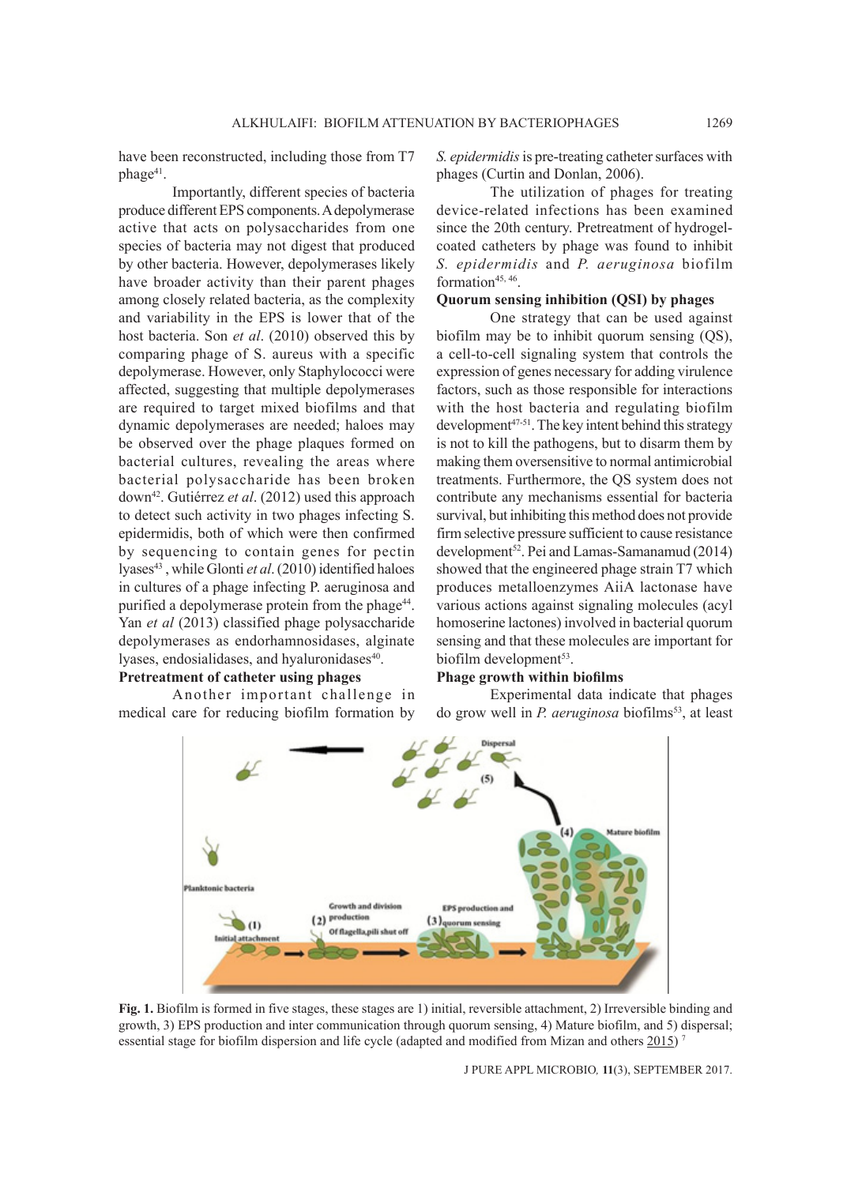have been reconstructed, including those from T7 phage[41].

Importantly, different species of bacteria produce different EPS components. A depolymerase active that acts on polysaccharides from one species of bacteria may not digest that produced by other bacteria. However, depolymerases likely have broader activity than their parent phages among closely related bacteria, as the complexity and variability in the EPS is lower that of the host bacteria. Son *et al*. (2010) observed this by comparing phage of S. aureus with a specific depolymerase. However, only Staphylococci were affected, suggesting that multiple depolymerases are required to target mixed biofilms and that dynamic depolymerases are needed; haloes may be observed over the phage plaques formed on bacterial cultures, revealing the areas where bacterial polysaccharide has been broken down[42]. Gutiérrez *et al*. (2012) used this approach to detect such activity in two phages infecting S. epidermidis, both of which were then confirmed by sequencing to contain genes for pectin lyases[43] , while Glonti *et al*. (2010) identified haloes in cultures of a phage infecting P. aeruginosa and purified a depolymerase protein from the phage[44]. Yan *et al* (2013) classified phage polysaccharide depolymerases as endorhamnosidases, alginate lyases, endosialidases, and hyaluronidases[40].

**Pretreatment of catheter using phages**

Another important challenge in medical care for reducing biofilm formation by *S. epidermidis* is pre-treating catheter surfaces with phages (Curtin and Donlan, 2006).

The utilization of phages for treating device-related infections has been examined since the 20th century. Pretreatment of hydrogel-coated catheters by phage was found to inhibit *S. epidermidis* and *P. aeruginosa* biofilm formation[45, 46].

**Quorum sensing inhibition (QSI) by phages**

One strategy that can be used against biofilm may be to inhibit quorum sensing (QS), a cell-to-cell signaling system that controls the expression of genes necessary for adding virulence factors, such as those responsible for interactions with the host bacteria and regulating biofilm development[47-51]. The key intent behind this strategy is not to kill the pathogens, but to disarm them by making them oversensitive to normal antimicrobial treatments. Furthermore, the QS system does not contribute any mechanisms essential for bacteria survival, but inhibiting this method does not provide firm selective pressure sufficient to cause resistance development[52]. Pei and Lamas-Samanamud (2014) showed that the engineered phage strain T7 which produces metalloenzymes AiiA lactonase have various actions against signaling molecules (acyl homoserine lactones) involved in bacterial quorum sensing and that these molecules are important for biofilm development[53].

**Phage growth within biofilms**

Experimental data indicate that phages do grow well in *P. aeruginosa* biofilms[53], at least

**Fig. 1.** Biofilm is formed in five stages, these stages are 1) initial, reversible attachment, 2) Irreversible binding and growth, 3) EPS production and inter communication through quorum sensing, 4) Mature biofilm, and 5) dispersal; essential stage for biofilm dispersion and life cycle (adapted and modified from Mizan and others 2015) [7]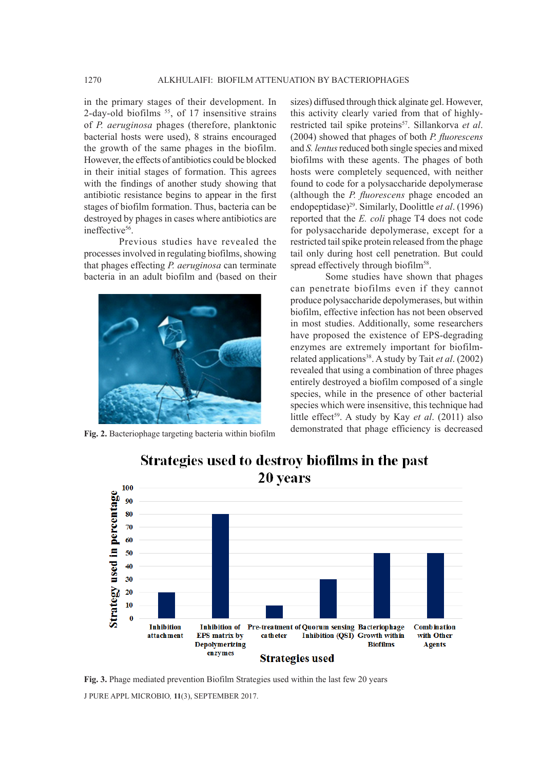in the primary stages of their development. In 2-day-old biofilms [55], of 17 insensitive strains of *P. aeruginosa* phages (therefore, planktonic bacterial hosts were used), 8 strains encouraged the growth of the same phages in the biofilm. However, the effects of antibiotics could be blocked in their initial stages of formation. This agrees with the findings of another study showing that antibiotic resistance begins to appear in the first stages of biofilm formation. Thus, bacteria can be destroyed by phages in cases where antibiotics are ineffective[56].

Previous studies have revealed the processes involved in regulating biofilms, showing that phages effecting *P. aeruginosa* can terminate bacteria in an adult biofilm and (based on their sizes) diffused through thick alginate gel. However, this activity clearly varied from that of highly-restricted tail spike proteins[57]. Sillankorva *et al.* (2004) showed that phages of both *P. fluorescens* and *S. lentus* reduced both single species and mixed biofilms with these agents. The phages of both hosts were completely sequenced, with neither found to code for a polysaccharide depolymerase (although the *P. fluorescens* phage encoded an endopeptidase)[29]. Similarly, Doolittle *et al*. (1996) reported that the *E. coli* phage T4 does not code for polysaccharide depolymerase, except for a restricted tail spike protein released from the phage tail only during host cell penetration. But could spread effectively through biofilm[58].

Fig. 2. Bacteriophage targeting bacteria within biofilm

Some studies have shown that phages can penetrate biofilms even if they cannot produce polysaccharide depolymerases, but within biofilm, effective infection has not been observed in most studies. Additionally, some researchers have proposed the existence of EPS-degrading enzymes are extremely important for biofilm-related applications[38]. A study by Tait *et al*. (2002) revealed that using a combination of three phages entirely destroyed a biofilm composed of a single species, while in the presence of other bacterial species which were insensitive, this technique had little effect[59]. A study by Kay *et al*. (2011) also demonstrated that phage efficiency is decreased

Fig. 3. Phage mediated prevention Biofilm Strategies used within the last few 20 years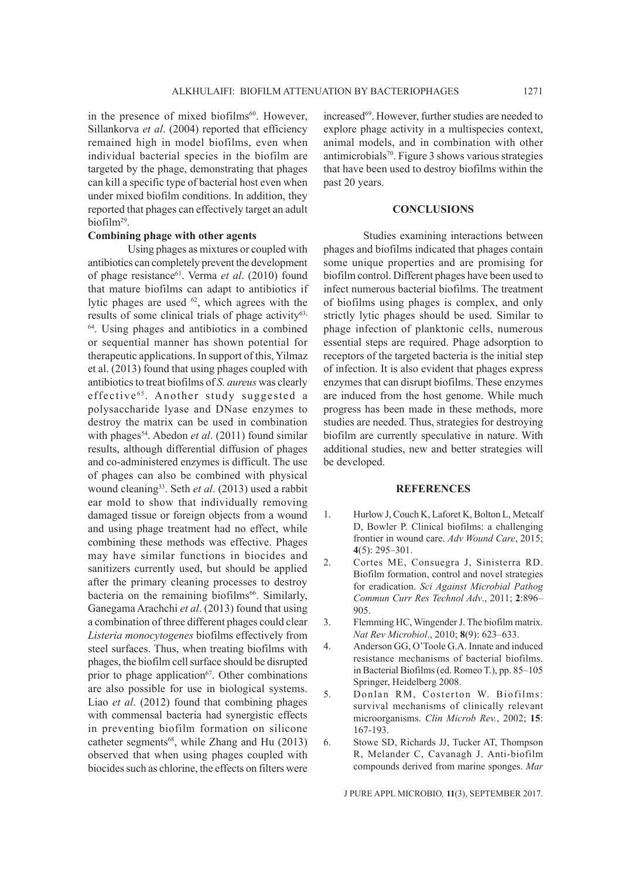in the presence of mixed biofilms[60]. However, Sillankorva *et al*. (2004) reported that efficiency remained high in model biofilms, even when individual bacterial species in the biofilm are targeted by the phage, demonstrating that phages can kill a specific type of bacterial host even when under mixed biofilm conditions. In addition, they reported that phages can effectively target an adult biofilm[29].

**Combining phage with other agents**

Using phages as mixtures or coupled with antibiotics can completely prevent the development of phage resistance[61]. Verma *et al*. (2010) found that mature biofilms can adapt to antibiotics if lytic phages are used [62], which agrees with the results of some clinical trials of phage activity[63, 64]. Using phages and antibiotics in a combined or sequential manner has shown potential for therapeutic applications. In support of this, Yilmaz et al. (2013) found that using phages coupled with antibiotics to treat biofilms of *S. aureus* was clearly effective[65]. Another study suggested a polysaccharide lyase and DNase enzymes to destroy the matrix can be used in combination with phages[54]. Abedon *et al*. (2011) found similar results, although differential diffusion of phages and co-administered enzymes is difficult. The use of phages can also be combined with physical wound cleaning[33]. Seth *et al*. (2013) used a rabbit ear mold to show that individually removing damaged tissue or foreign objects from a wound and using phage treatment had no effect, while combining these methods was effective. Phages may have similar functions in biocides and sanitizers currently used, but should be applied after the primary cleaning processes to destroy bacteria on the remaining biofilms[66]. Similarly, Ganegama Arachchi *et al*. (2013) found that using a combination of three different phages could clear *Listeria monocytogenes* biofilms effectively from steel surfaces. Thus, when treating biofilms with phages, the biofilm cell surface should be disrupted prior to phage application[67]. Other combinations are also possible for use in biological systems. Liao *et al*. (2012) found that combining phages with commensal bacteria had synergistic effects in preventing biofilm formation on silicone catheter segments[68], while Zhang and Hu (2013) observed that when using phages coupled with biocides such as chlorine, the effects on filters were increased[69]. However, further studies are needed to explore phage activity in a multispecies context, animal models, and in combination with other antimicrobials[70]. Figure 3 shows various strategies that have been used to destroy biofilms within the past 20 years.

## CONCLUSIONS

Studies examining interactions between phages and biofilms indicated that phages contain some unique properties and are promising for biofilm control. Different phages have been used to infect numerous bacterial biofilms. The treatment of biofilms using phages is complex, and only strictly lytic phages should be used. Similar to phage infection of planktonic cells, numerous essential steps are required. Phage adsorption to receptors of the targeted bacteria is the initial step of infection. It is also evident that phages express enzymes that can disrupt biofilms. These enzymes are induced from the host genome. While much progress has been made in these methods, more studies are needed. Thus, strategies for destroying biofilm are currently speculative in nature. With additional studies, new and better strategies will be developed.

## REFERENCES

1. Hurlow J, Couch K, Laforet K, Bolton L, Metcalf D, Bowler P. Clinical biofilms: a challenging frontier in wound care. *Adv Wound Care*, 2015; **4**(5): 295–301.
2. Cortes ME, Consuegra J, Sinisterra RD. Biofilm formation, control and novel strategies for eradication. *Sci Against Microbial Pathog Commun Curr Res Technol Adv*., 2011; **2**:896–905.
3. Flemming HC, Wingender J. The biofilm matrix. *Nat Rev Microbiol*., 2010; **8**(9): 623–633.
4. Anderson GG, O'Toole G.A. Innate and induced resistance mechanisms of bacterial biofilms. in Bacterial Biofilms (ed. Romeo T.), pp. 85–105 Springer, Heidelberg 2008.
5. Donlan RM, Costerton W. Biofilms: survival mechanisms of clinically relevant microorganisms. *Clin Microb Rev.*, 2002; **15**: 167-193.
6. Stowe SD, Richards JJ, Tucker AT, Thompson R, Melander C, Cavanagh J. Anti-biofilm compounds derived from marine sponges. *Mar*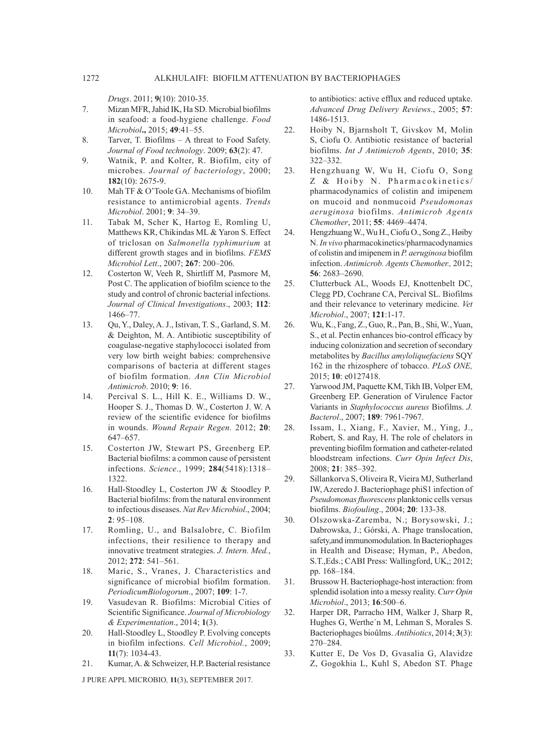*Drugs*. 2011; **9**(10): 2010-35.

7. Mizan MFR, Jahid IK, Ha SD. Microbial biofilms in seafood: a food-hygiene challenge. *Food Microbiol***.,** 2015; **49**:41–55.
8. Tarver, T. Biofilms – A threat to Food Safety. *Journal of Food technology*. 2009; **63**(2): 47.
9. Watnik, P. and Kolter, R. Biofilm, city of microbes. *Journal of bacteriology*, 2000; **182**(10): 2675-9.
10. Mah TF & O'Toole GA. Mechanisms of biofilm resistance to antimicrobial agents. *Trends Microbiol*. 2001; **9**: 34–39.
11. Tabak M, Scher K, Hartog E, Romling U, Matthews KR, Chikindas ML & Yaron S. Effect of triclosan on *Salmonella typhimurium* at different growth stages and in biofilms. *FEMS Microbiol Lett*., 2007; **267**: 200–206.
12. Costerton W, Veeh R, Shirtliff M, Pasmore M, Post C. The application of biofilm science to the study and control of chronic bacterial infections. *Journal of Clinical Investigations*., 2003; **112**: 1466–77.
13. Qu, Y., Daley, A. J., Istivan, T. S., Garland, S. M. & Deighton, M. A. Antibiotic susceptibility of coagulase-negative staphylococci isolated from very low birth weight babies: comprehensive comparisons of bacteria at different stages of biofilm formation. *Ann Clin Microbiol Antimicrob*. 2010; **9**: 16.
14. Percival S. L., Hill K. E., Williams D. W., Hooper S. J., Thomas D. W., Costerton J. W. A review of the scientific evidence for biofilms in wounds. *Wound Repair Regen.* 2012; **20**: 647–657.
15. Costerton JW, Stewart PS, Greenberg EP. Bacterial biofilms: a common cause of persistent infections. *Science*., 1999; **284**(5418):1318–1322.
16. Hall-Stoodley L, Costerton JW & Stoodley P. Bacterial biofilms: from the natural environment to infectious diseases. *Nat Rev Microbiol*., 2004; **2**: 95–108.
17. Romling, U., and Balsalobre, C. Biofilm infections, their resilience to therapy and innovative treatment strategies. *J. Intern. Med.*, 2012; **272**: 541–561.
18. Maric, S., Vranes, J. Characteristics and significance of microbial biofilm formation. *PeriodicumBiologorum*., 2007; **109**: 1-7.
19. Vasudevan R. Biofilms: Microbial Cities of Scientific Significance. *Journal of Microbiology & Experimentation*., 2014; **1**(3).
20. Hall-Stoodley L, Stoodley P. Evolving concepts in biofilm infections. *Cell Microbiol.*, 2009; **11**(7): 1034-43.
21. Kumar, A. & Schweizer, H.P. Bacterial resistance to antibiotics: active efflux and reduced uptake. *Advanced Drug Delivery Reviews*., 2005; **57**: 1486-1513.
22. Hoiby N, Bjarnsholt T, Givskov M, Molin S, Ciofu O. Antibiotic resistance of bacterial biofilms. *Int J Antimicrob Agents*, 2010; **35**: 322–332.
23. Hengzhuang W, Wu H, Ciofu O, Song Z & Hoiby N. Pharmacokinetics/pharmacodynamics of colistin and imipenem on mucoid and nonmucoid *Pseudomonas aeruginosa* biofilms. *Antimicrob Agents Chemother*, 2011; **55**: 4469–4474.
24. Hengzhuang W., Wu H., Ciofu O., Song Z., Høiby N. *In vivo* pharmacokinetics/pharmacodynamics of colistin and imipenem in *P. aeruginosa* biofilm infection. *Antimicrob. Agents Chemother.,* 2012; **56**: 2683–2690.
25. Clutterbuck AL, Woods EJ, Knottenbelt DC, Clegg PD, Cochrane CA, Percival SL. Biofilms and their relevance to veterinary medicine. *Vet Microbiol*., 2007; **121**:1-17.
26. Wu, K., Fang, Z., Guo, R., Pan, B., Shi, W., Yuan, S., et al. Pectin enhances bio-control efficacy by inducing colonization and secretion of secondary metabolites by *Bacillus amyloliquefaciens* SQY 162 in the rhizosphere of tobacco. *PLoS ONE,* 2015; **10**: e0127418.
27. Yarwood JM, Paquette KM, Tikh IB, Volper EM, Greenberg EP. Generation of Virulence Factor Variants in *Staphylococcus aureus* Biofilms. *J. Bacterol*., 2007; **189**: 7961-7967.
28. Issam, I., Xiang, F., Xavier, M., Ying, J., Robert, S. and Ray, H. The role of chelators in preventing biofilm formation and catheter-related bloodstream infections. *Curr Opin Infect Dis*, 2008; **21**: 385–392.
29. Sillankorva S, Oliveira R, Vieira MJ, Sutherland IW, Azeredo J. Bacteriophage phiS1 infection of *Pseudomonas fluorescens* planktonic cells versus biofilms. *Biofouling*., 2004; **20**: 133-38.
30. Olszowska-Zaremba, N.; Borysowski, J.; Dabrowska, J.; Górski, A. Phage translocation, safety,and immunomodulation. In Bacteriophages in Health and Disease; Hyman, P., Abedon, S.T.,Eds.; CABI Press: Wallingford, UK,; 2012; pp. 168–184.
31. Brussow H. Bacteriophage-host interaction: from splendid isolation into a messy reality. *Curr Opin Microbiol*., 2013; **16**:500–6.
32. Harper DR, Parracho HM, Walker J, Sharp R, Hughes G, Werthe´n M, Lehman S, Morales S. Bacteriophages bioûlms. *Antibiotics*, 2014; **3**(3): 270–284.
33. Kutter E, De Vos D, Gvasalia G, Alavidze Z, Gogokhia L, Kuhl S, Abedon ST. Phage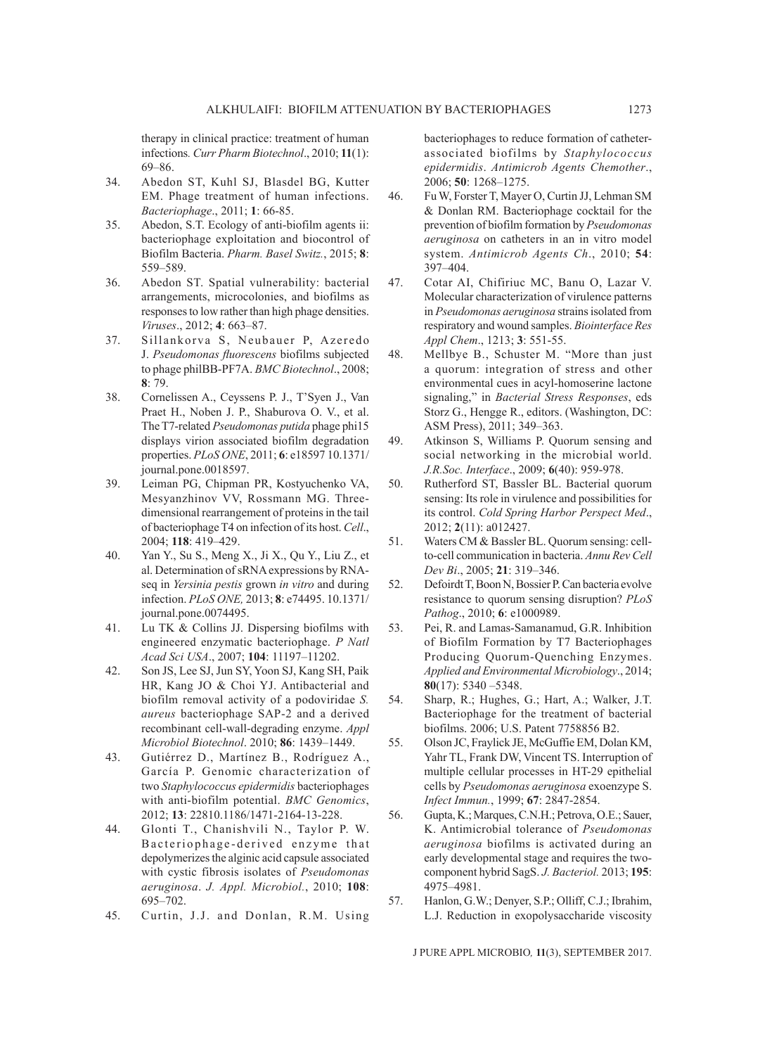therapy in clinical practice: treatment of human infections. *Curr Pharm Biotechnol*., 2010; **11**(1): 69–86.

34. Abedon ST, Kuhl SJ, Blasdel BG, Kutter EM. Phage treatment of human infections. *Bacteriophage*., 2011; **1**: 66-85.
35. Abedon, S.T. Ecology of anti-biofilm agents ii: bacteriophage exploitation and biocontrol of Biofilm Bacteria. *Pharm. Basel Switz.*, 2015; **8**: 559–589.
36. Abedon ST. Spatial vulnerability: bacterial arrangements, microcolonies, and biofilms as responses to low rather than high phage densities. *Viruses*., 2012; **4**: 663–87.
37. Sillankorva S, Neubauer P, Azeredo J. *Pseudomonas fluorescens* biofilms subjected to phage philBB-PF7A. *BMC Biotechnol*., 2008; **8**: 79.
38. Cornelissen A., Ceyssens P. J., T'Syen J., Van Praet H., Noben J. P., Shaburova O. V., et al. The T7-related *Pseudomonas putida* phage phi15 displays virion associated biofilm degradation properties. *PLoS ONE*, 2011; **6**: e18597 10.1371/journal.pone.0018597.
39. Leiman PG, Chipman PR, Kostyuchenko VA, Mesyanzhinov VV, Rossmann MG. Three-dimensional rearrangement of proteins in the tail of bacteriophage T4 on infection of its host. *Cell*., 2004; **118**: 419–429.
40. Yan Y., Su S., Meng X., Ji X., Qu Y., Liu Z., et al. Determination of sRNA expressions by RNA-seq in *Yersinia pestis* grown *in vitro* and during infection. *PLoS ONE,* 2013; **8**: e74495. 10.1371/journal.pone.0074495.
41. Lu TK & Collins JJ. Dispersing biofilms with engineered enzymatic bacteriophage. *P Natl Acad Sci USA*., 2007; **104**: 11197–11202.
42. Son JS, Lee SJ, Jun SY, Yoon SJ, Kang SH, Paik HR, Kang JO & Choi YJ. Antibacterial and biofilm removal activity of a podoviridae *S. aureus* bacteriophage SAP-2 and a derived recombinant cell-wall-degrading enzyme. *Appl Microbiol Biotechnol*. 2010; **86**: 1439–1449.
43. Gutiérrez D., Martínez B., Rodríguez A., García P. Genomic characterization of two *Staphylococcus epidermidis* bacteriophages with anti-biofilm potential. *BMC Genomics*, 2012; **13**: 22810.1186/1471-2164-13-228.
44. Glonti T., Chanishvili N., Taylor P. W. Bacteriophage-derived enzyme that depolymerizes the alginic acid capsule associated with cystic fibrosis isolates of *Pseudomonas aeruginosa*. *J. Appl. Microbiol.*, 2010; **108**: 695–702.
45. Curtin, J.J. and Donlan, R.M. Using bacteriophages to reduce formation of catheter-associated biofilms by *Staphylococcus epidermidis*. *Antimicrob Agents Chemother*., 2006; **50**: 1268–1275.
46. Fu W, Forster T, Mayer O, Curtin JJ, Lehman SM & Donlan RM. Bacteriophage cocktail for the prevention of biofilm formation by *Pseudomonas aeruginosa* on catheters in an in vitro model system. *Antimicrob Agents Ch*., 2010; **54**: 397–404.
47. Cotar AI, Chifiriuc MC, Banu O, Lazar V. Molecular characterization of virulence patterns in *Pseudomonas aeruginosa* strains isolated from respiratory and wound samples. *Biointerface Res Appl Chem*., 1213; **3**: 551-55.
48. Mellbye B., Schuster M. "More than just a quorum: integration of stress and other environmental cues in acyl-homoserine lactone signaling," in *Bacterial Stress Responses*, eds Storz G., Hengge R., editors. (Washington, DC: ASM Press), 2011; 349–363.
49. Atkinson S, Williams P. Quorum sensing and social networking in the microbial world. *J.R.Soc. Interface*., 2009; **6**(40): 959-978.
50. Rutherford ST, Bassler BL. Bacterial quorum sensing: Its role in virulence and possibilities for its control. *Cold Spring Harbor Perspect Med*., 2012; **2**(11): a012427.
51. Waters CM & Bassler BL. Quorum sensing: cell-to-cell communication in bacteria. *Annu Rev Cell Dev Bi*., 2005; **21**: 319–346.
52. Defoirdt T, Boon N, Bossier P. Can bacteria evolve resistance to quorum sensing disruption? *PLoS Pathog*., 2010; **6**: e1000989.
53. Pei, R. and Lamas-Samanamud, G.R. Inhibition of Biofilm Formation by T7 Bacteriophages Producing Quorum-Quenching Enzymes. *Applied and Environmental Microbiology*., 2014; **80**(17): 5340 –5348.
54. Sharp, R.; Hughes, G.; Hart, A.; Walker, J.T. Bacteriophage for the treatment of bacterial biofilms. 2006; U.S. Patent 7758856 B2.
55. Olson JC, Fraylick JE, McGuffie EM, Dolan KM, Yahr TL, Frank DW, Vincent TS. Interruption of multiple cellular processes in HT-29 epithelial cells by *Pseudomonas aeruginosa* exoenzype S. *Infect Immun.*, 1999; **67**: 2847-2854.
56. Gupta, K.; Marques, C.N.H.; Petrova, O.E.; Sauer, K. Antimicrobial tolerance of *Pseudomonas aeruginosa* biofilms is activated during an early developmental stage and requires the two-component hybrid SagS. *J. Bacteriol.* 2013; **195**: 4975–4981.
57. Hanlon, G.W.; Denyer, S.P.; Olliff, C.J.; Ibrahim, L.J. Reduction in exopolysaccharide viscosity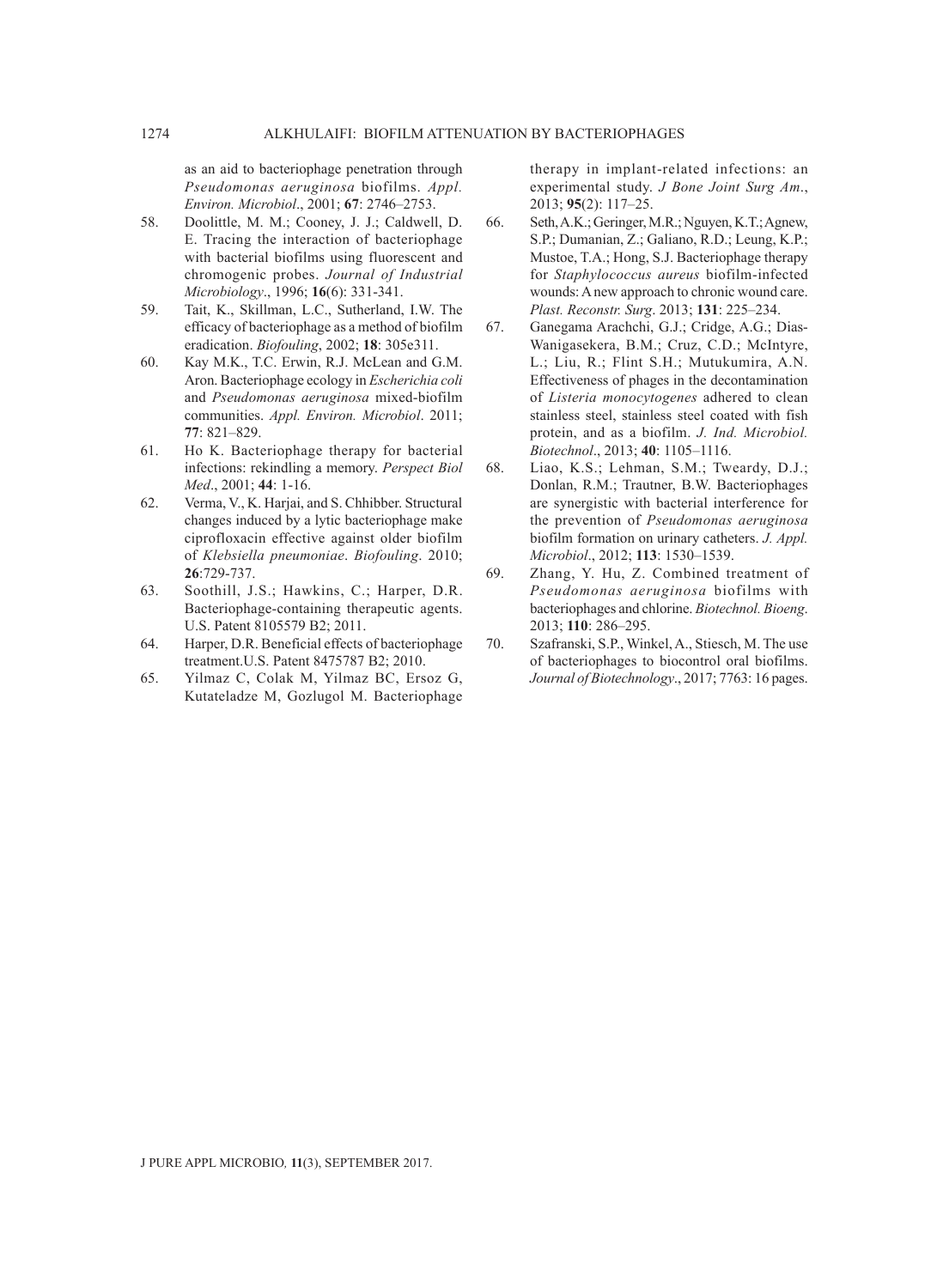as an aid to bacteriophage penetration through *Pseudomonas aeruginosa* biofilms. *Appl. Environ. Microbiol*., 2001; **67**: 2746–2753.

58. Doolittle, M. M.; Cooney, J. J.; Caldwell, D. E. Tracing the interaction of bacteriophage with bacterial biofilms using fluorescent and chromogenic probes. *Journal of Industrial Microbiology*., 1996; **16**(6): 331-341.
59. Tait, K., Skillman, L.C., Sutherland, I.W. The efficacy of bacteriophage as a method of biofilm eradication. *Biofouling*, 2002; **18**: 305e311.
60. Kay M.K., T.C. Erwin, R.J. McLean and G.M. Aron. Bacteriophage ecology in *Escherichia coli* and *Pseudomonas aeruginosa* mixed-biofilm communities. *Appl. Environ. Microbiol*. 2011; **77**: 821–829.
61. Ho K. Bacteriophage therapy for bacterial infections: rekindling a memory. *Perspect Biol Med*., 2001; **44**: 1-16.
62. Verma, V., K. Harjai, and S. Chhibber. Structural changes induced by a lytic bacteriophage make ciprofloxacin effective against older biofilm of *Klebsiella pneumoniae*. *Biofouling*. 2010; **26**:729-737.
63. Soothill, J.S.; Hawkins, C.; Harper, D.R. Bacteriophage-containing therapeutic agents. U.S. Patent 8105579 B2; 2011.
64. Harper, D.R. Beneficial effects of bacteriophage treatment.U.S. Patent 8475787 B2; 2010.
65. Yilmaz C, Colak M, Yilmaz BC, Ersoz G, Kutateladze M, Gozlugol M. Bacteriophage therapy in implant-related infections: an experimental study. *J Bone Joint Surg Am*., 2013; **95**(2): 117–25.
66. Seth, A.K.; Geringer, M.R.; Nguyen, K.T.; Agnew, S.P.; Dumanian, Z.; Galiano, R.D.; Leung, K.P.; Mustoe, T.A.; Hong, S.J. Bacteriophage therapy for *Staphylococcus aureus* biofilm-infected wounds: A new approach to chronic wound care. *Plast. Reconstr. Surg*. 2013; **131**: 225–234.
67. Ganegama Arachchi, G.J.; Cridge, A.G.; Dias-Wanigasekera, B.M.; Cruz, C.D.; McIntyre, L.; Liu, R.; Flint S.H.; Mutukumira, A.N. Effectiveness of phages in the decontamination of *Listeria monocytogenes* adhered to clean stainless steel, stainless steel coated with fish protein, and as a biofilm. *J. Ind. Microbiol. Biotechnol*., 2013; **40**: 1105–1116.
68. Liao, K.S.; Lehman, S.M.; Tweardy, D.J.; Donlan, R.M.; Trautner, B.W. Bacteriophages are synergistic with bacterial interference for the prevention of *Pseudomonas aeruginosa* biofilm formation on urinary catheters. *J. Appl. Microbiol*., 2012; **113**: 1530–1539.
69. Zhang, Y. Hu, Z. Combined treatment of *Pseudomonas aeruginosa* biofilms with bacteriophages and chlorine. *Biotechnol. Bioeng*. 2013; **110**: 286–295.
70. Szafranski, S.P., Winkel, A., Stiesch, M. The use of bacteriophages to biocontrol oral biofilms. *Journal of Biotechnology*., 2017; 7763: 16 pages.